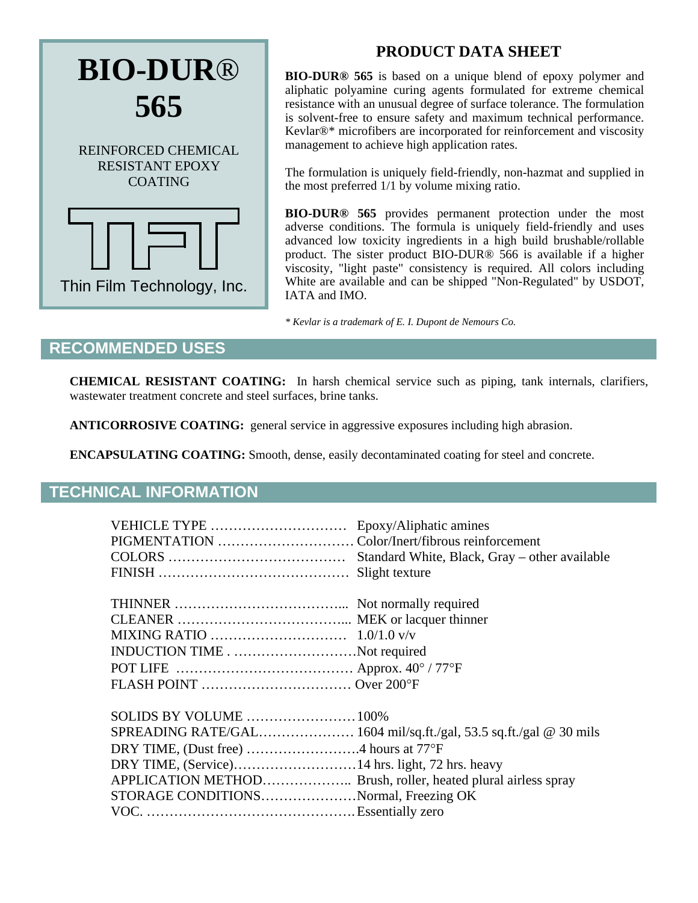# BIO-DUR® 565

REINFORCED CHEMICAL RESISTANT EPOXY COATING

Thin Film Technology, Inc.

## PRODUCT DATA SHEET

**BIO-DUR® 565** is based on a unique blend of epoxy polymer and aliphatic polyamine curing agents formulated for extreme chemical resistance with an unusual degree of surface tolerance. The formulation is solvent-free to ensure safety and maximum technical performance. Kevlar®* microfibers are incorporated for reinforcement and viscosity management to achieve high application rates.

The formulation is uniquely field-friendly, non-hazmat and supplied in the most preferred 1/1 by volume mixing ratio.

**BIO-DUR® 565** provides permanent protection under the most adverse conditions. The formula is uniquely field-friendly and uses advanced low toxicity ingredients in a high build brushable/rollable product. The sister product BIO-DUR® 566 is available if a higher viscosity, "light paste" consistency is required. All colors including White are available and can be shipped "Non-Regulated" by USDOT, IATA and IMO.

*\* Kevlar is a trademark of E. I. Dupont de Nemours Co.*

## RECOMMENDED USES

**CHEMICAL RESISTANT COATING:** In harsh chemical service such as piping, tank internals, clarifiers, wastewater treatment concrete and steel surfaces, brine tanks.

**ANTICORROSIVE COATING:** general service in aggressive exposures including high abrasion.

**ENCAPSULATING COATING:** Smooth, dense, easily decontaminated coating for steel and concrete.

## TECHNICAL INFORMATION

VEHICLE TYPE …………………………… Epoxy/Aliphatic amines
PIGMENTATION …………………………… Color/Inert/fibrous reinforcement
COLORS ………………………………… Standard White, Black, Gray – other available
FINISH …………………………………… Slight texture

THINNER ……………………………….... Not normally required
CLEANER ……………………………….... MEK or lacquer thinner
MIXING RATIO ………………………… 1.0/1.0 v/v
INDUCTION TIME . ………………………Not required
POT LIFE ………………………………… Approx. 40° / 77°F
FLASH POINT …………………………… Over 200°F

SOLIDS BY VOLUME ……………………100%
SPREADING RATE/GAL………………… 1604 mil/sq.ft./gal, 53.5 sq.ft./gal @ 30 mils
DRY TIME, (Dust free) …………………….4 hours at 77°F
DRY TIME, (Service)………………………14 hrs. light, 72 hrs. heavy
APPLICATION METHOD……………….. Brush, roller, heated plural airless spray
STORAGE CONDITIONS…………………Normal, Freezing OK
VOC. ……………………………………….Essentially zero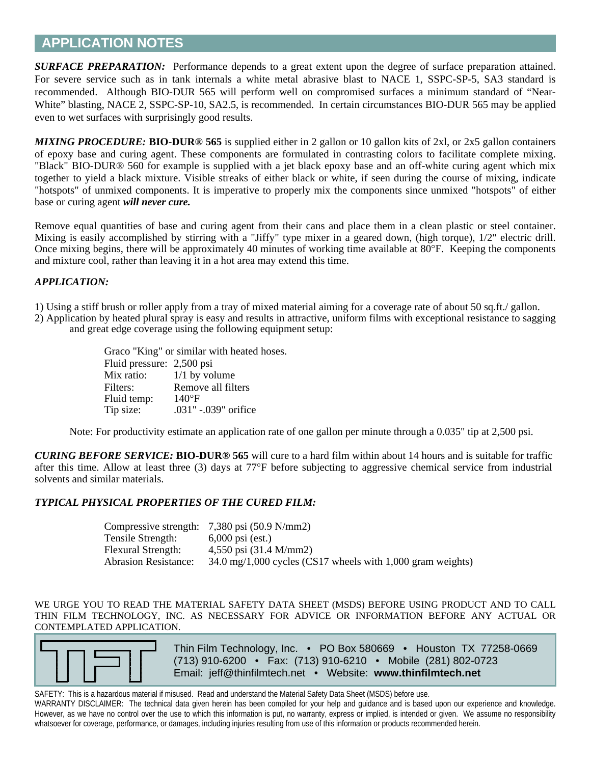## APPLICATION NOTES

***SURFACE PREPARATION:*** Performance depends to a great extent upon the degree of surface preparation attained. For severe service such as in tank internals a white metal abrasive blast to NACE 1, SSPC-SP-5, SA3 standard is recommended. Although BIO-DUR 565 will perform well on compromised surfaces a minimum standard of "Near-White" blasting, NACE 2, SSPC-SP-10, SA2.5, is recommended. In certain circumstances BIO-DUR 565 may be applied even to wet surfaces with surprisingly good results.

***MIXING PROCEDURE:*** **BIO-DUR® 565** is supplied either in 2 gallon or 10 gallon kits of 2xl, or 2x5 gallon containers of epoxy base and curing agent. These components are formulated in contrasting colors to facilitate complete mixing. "Black" BIO-DUR® 560 for example is supplied with a jet black epoxy base and an off-white curing agent which mix together to yield a black mixture. Visible streaks of either black or white, if seen during the course of mixing, indicate "hotspots" of unmixed components. It is imperative to properly mix the components since unmixed "hotspots" of either base or curing agent ***will never cure.***

Remove equal quantities of base and curing agent from their cans and place them in a clean plastic or steel container. Mixing is easily accomplished by stirring with a "Jiffy" type mixer in a geared down, (high torque), 1/2" electric drill. Once mixing begins, there will be approximately 40 minutes of working time available at 80°F. Keeping the components and mixture cool, rather than leaving it in a hot area may extend this time.

***APPLICATION:***

1) Using a stiff brush or roller apply from a tray of mixed material aiming for a coverage rate of about 50 sq.ft./ gallon.
2) Application by heated plural spray is easy and results in attractive, uniform films with exceptional resistance to sagging and great edge coverage using the following equipment setup:

Graco "King" or similar with heated hoses.

| | |
|---|---|
| Fluid pressure: | 2,500 psi |
| Mix ratio: | 1/1 by volume |
| Filters: | Remove all filters |
| Fluid temp: | 140°F |
| Tip size: | .031" -.039" orifice |

Note: For productivity estimate an application rate of one gallon per minute through a 0.035" tip at 2,500 psi.

***CURING BEFORE SERVICE:*** **BIO-DUR® 565** will cure to a hard film within about 14 hours and is suitable for traffic after this time. Allow at least three (3) days at 77°F before subjecting to aggressive chemical service from industrial solvents and similar materials.

***TYPICAL PHYSICAL PROPERTIES OF THE CURED FILM:***

| | |
|---|---|
| Compressive strength: | 7,380 psi (50.9 N/mm2) |
| Tensile Strength: | 6,000 psi (est.) |
| Flexural Strength: | 4,550 psi (31.4 M/mm2) |
| Abrasion Resistance: | 34.0 mg/1,000 cycles (CS17 wheels with 1,000 gram weights) |

WE URGE YOU TO READ THE MATERIAL SAFETY DATA SHEET (MSDS) BEFORE USING PRODUCT AND TO CALL THIN FILM TECHNOLOGY, INC. AS NECESSARY FOR ADVICE OR INFORMATION BEFORE ANY ACTUAL OR CONTEMPLATED APPLICATION.

TFT

Thin Film Technology, Inc. • PO Box 580669 • Houston TX 77258-0669
(713) 910-6200 • Fax: (713) 910-6210 • Mobile (281) 802-0723
Email: jeff@thinfilmtech.net • Website: **www.thinfilmtech.net**

SAFETY: This is a hazardous material if misused. Read and understand the Material Safety Data Sheet (MSDS) before use.
WARRANTY DISCLAIMER: The technical data given herein has been compiled for your help and guidance and is based upon our experience and knowledge. However, as we have no control over the use to which this information is put, no warranty, express or implied, is intended or given. We assume no responsibility whatsoever for coverage, performance, or damages, including injuries resulting from use of this information or products recommended herein.